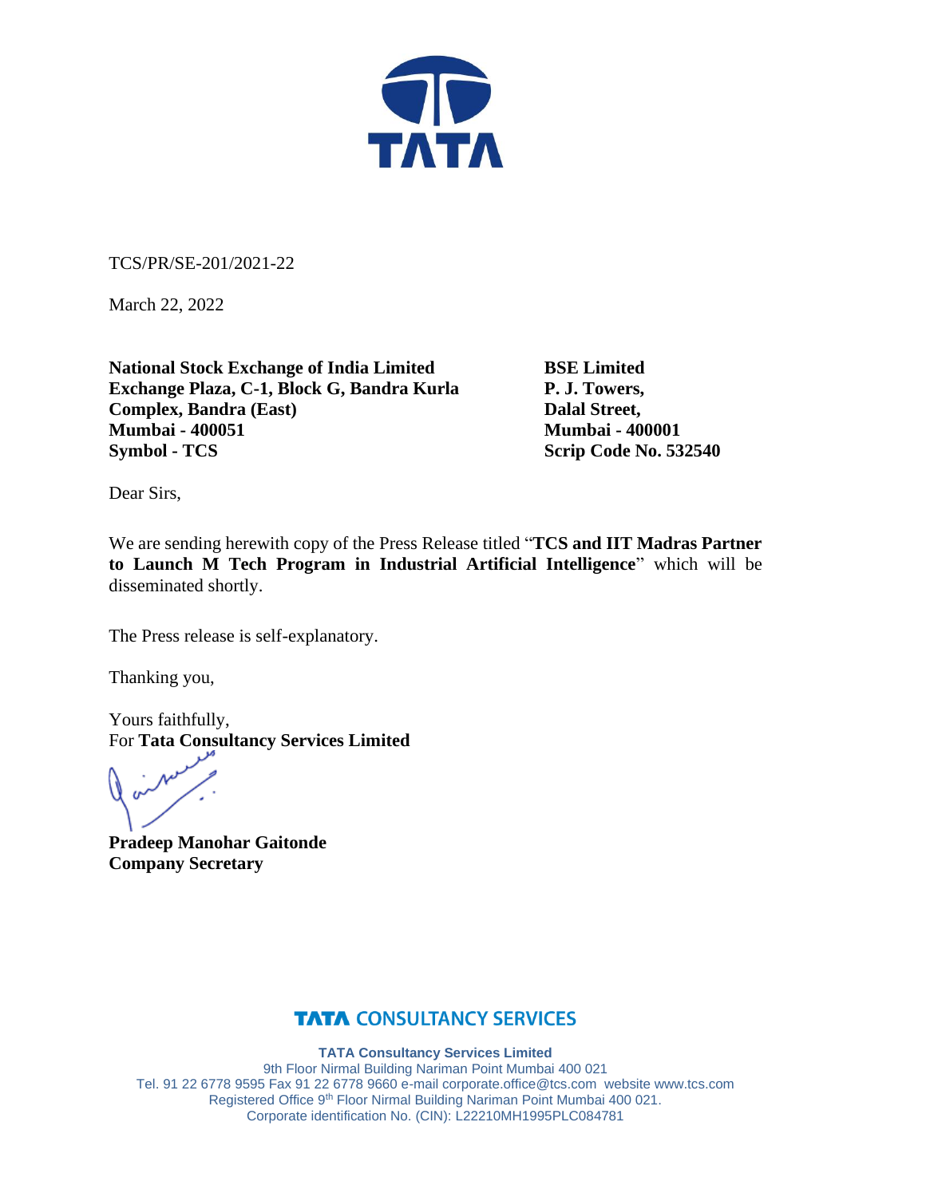TCS/PR/SE-201/2021-22

March 22, 2022

**National Stock Exchange of India Limited**
**Exchange Plaza, C-1, Block G, Bandra Kurla Complex, Bandra (East)**
**Mumbai - 400051**
**Symbol - TCS**

**BSE Limited**
**P. J. Towers,**
**Dalal Street,**
**Mumbai - 400001**
**Scrip Code No. 532540**

Dear Sirs,

We are sending herewith copy of the Press Release titled "**TCS and IIT Madras Partner to Launch M Tech Program in Industrial Artificial Intelligence**" which will be disseminated shortly.

The Press release is self-explanatory.

Thanking you,

Yours faithfully,
For **Tata Consultancy Services Limited**

**Pradeep Manohar Gaitonde**
**Company Secretary**

**TATA CONSULTANCY SERVICES**

**TATA Consultancy Services Limited**
9th Floor Nirmal Building Nariman Point Mumbai 400 021
Tel. 91 22 6778 9595 Fax 91 22 6778 9660 e-mail corporate.office@tcs.com website www.tcs.com
Registered Office 9th Floor Nirmal Building Nariman Point Mumbai 400 021.
Corporate identification No. (CIN): L22210MH1995PLC084781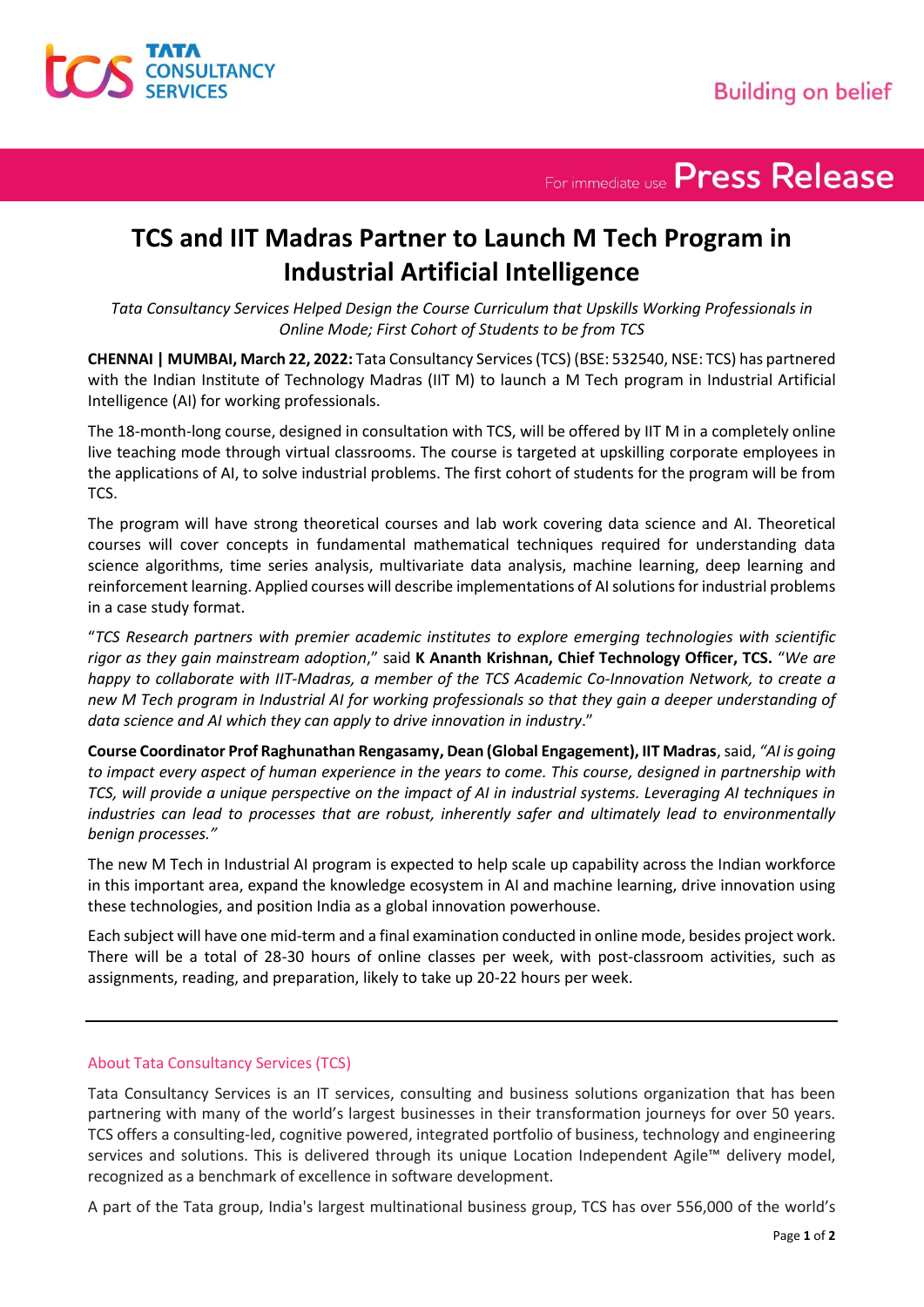# TCS and IIT Madras Partner to Launch M Tech Program in Industrial Artificial Intelligence

*Tata Consultancy Services Helped Design the Course Curriculum that Upskills Working Professionals in Online Mode; First Cohort of Students to be from TCS*

**CHENNAI | MUMBAI, March 22, 2022:** Tata Consultancy Services (TCS) (BSE: 532540, NSE: TCS) has partnered with the Indian Institute of Technology Madras (IIT M) to launch a M Tech program in Industrial Artificial Intelligence (AI) for working professionals.

The 18-month-long course, designed in consultation with TCS, will be offered by IIT M in a completely online live teaching mode through virtual classrooms. The course is targeted at upskilling corporate employees in the applications of AI, to solve industrial problems. The first cohort of students for the program will be from TCS.

The program will have strong theoretical courses and lab work covering data science and AI. Theoretical courses will cover concepts in fundamental mathematical techniques required for understanding data science algorithms, time series analysis, multivariate data analysis, machine learning, deep learning and reinforcement learning. Applied courses will describe implementations of AI solutions for industrial problems in a case study format.

"*TCS Research partners with premier academic institutes to explore emerging technologies with scientific rigor as they gain mainstream adoption*," said **K Ananth Krishnan, Chief Technology Officer, TCS.** "*We are happy to collaborate with IIT-Madras, a member of the TCS Academic Co-Innovation Network, to create a new M Tech program in Industrial AI for working professionals so that they gain a deeper understanding of data science and AI which they can apply to drive innovation in industry*."

**Course Coordinator Prof Raghunathan Rengasamy, Dean (Global Engagement), IIT Madras**, said, *"AI is going to impact every aspect of human experience in the years to come. This course, designed in partnership with TCS, will provide a unique perspective on the impact of AI in industrial systems. Leveraging AI techniques in industries can lead to processes that are robust, inherently safer and ultimately lead to environmentally benign processes."*

The new M Tech in Industrial AI program is expected to help scale up capability across the Indian workforce in this important area, expand the knowledge ecosystem in AI and machine learning, drive innovation using these technologies, and position India as a global innovation powerhouse.

Each subject will have one mid-term and a final examination conducted in online mode, besides project work. There will be a total of 28-30 hours of online classes per week, with post-classroom activities, such as assignments, reading, and preparation, likely to take up 20-22 hours per week.

---

## About Tata Consultancy Services (TCS)

Tata Consultancy Services is an IT services, consulting and business solutions organization that has been partnering with many of the world's largest businesses in their transformation journeys for over 50 years. TCS offers a consulting-led, cognitive powered, integrated portfolio of business, technology and engineering services and solutions. This is delivered through its unique Location Independent Agile™ delivery model, recognized as a benchmark of excellence in software development.

A part of the Tata group, India's largest multinational business group, TCS has over 556,000 of the world's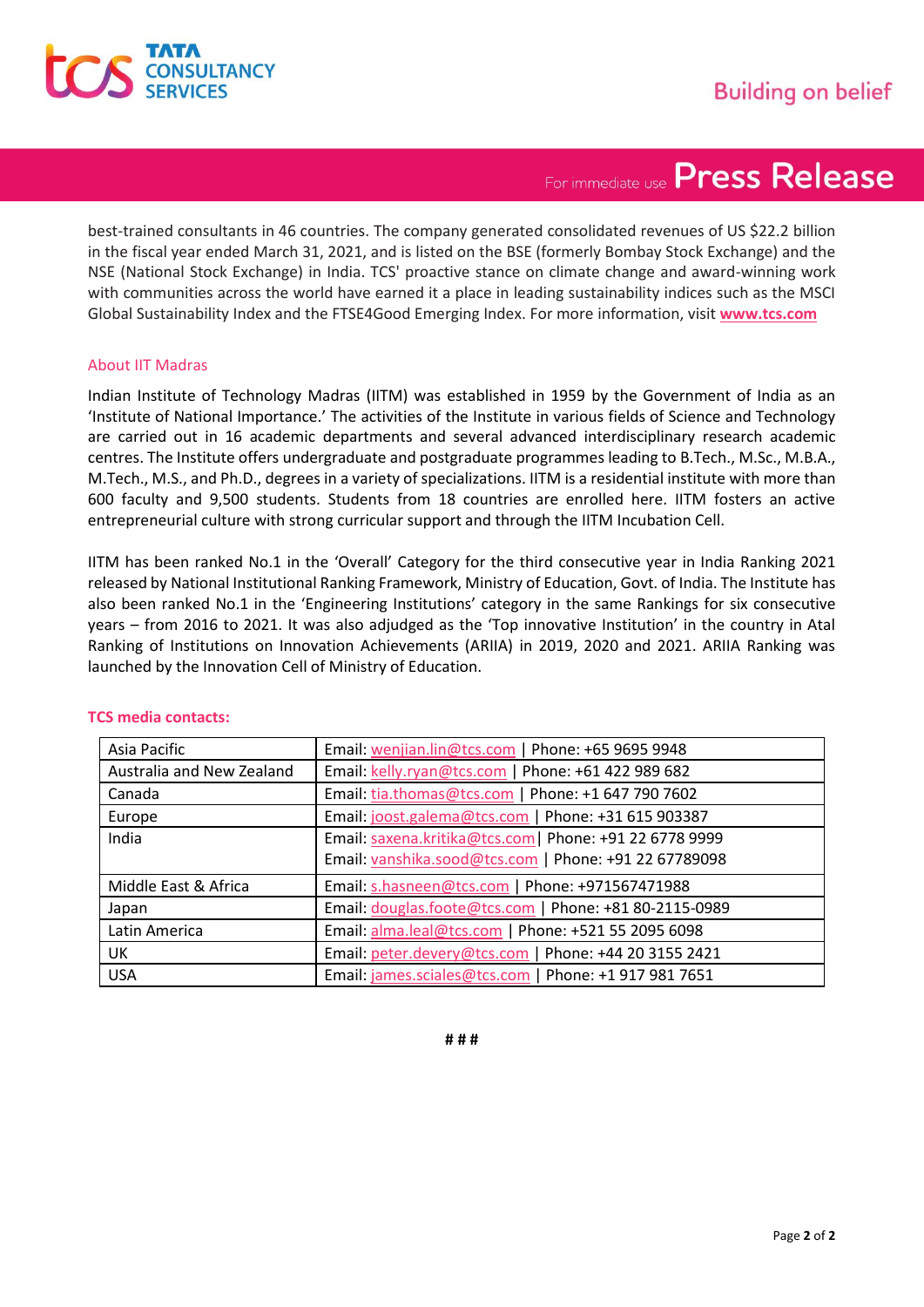best-trained consultants in 46 countries. The company generated consolidated revenues of US $22.2 billion in the fiscal year ended March 31, 2021, and is listed on the BSE (formerly Bombay Stock Exchange) and the NSE (National Stock Exchange) in India. TCS' proactive stance on climate change and award-winning work with communities across the world have earned it a place in leading sustainability indices such as the MSCI Global Sustainability Index and the FTSE4Good Emerging Index. For more information, visit **www.tcs.com**

## About IIT Madras

Indian Institute of Technology Madras (IITM) was established in 1959 by the Government of India as an 'Institute of National Importance.' The activities of the Institute in various fields of Science and Technology are carried out in 16 academic departments and several advanced interdisciplinary research academic centres. The Institute offers undergraduate and postgraduate programmes leading to B.Tech., M.Sc., M.B.A., M.Tech., M.S., and Ph.D., degrees in a variety of specializations. IITM is a residential institute with more than 600 faculty and 9,500 students. Students from 18 countries are enrolled here. IITM fosters an active entrepreneurial culture with strong curricular support and through the IITM Incubation Cell.

IITM has been ranked No.1 in the 'Overall' Category for the third consecutive year in India Ranking 2021 released by National Institutional Ranking Framework, Ministry of Education, Govt. of India. The Institute has also been ranked No.1 in the 'Engineering Institutions' category in the same Rankings for six consecutive years – from 2016 to 2021. It was also adjudged as the 'Top innovative Institution' in the country in Atal Ranking of Institutions on Innovation Achievements (ARIIA) in 2019, 2020 and 2021. ARIIA Ranking was launched by the Innovation Cell of Ministry of Education.

**TCS media contacts:**

| | |
|---|---|
| Asia Pacific | Email: wenjian.lin@tcs.com \| Phone: +65 9695 9948 |
| Australia and New Zealand | Email: kelly.ryan@tcs.com \| Phone: +61 422 989 682 |
| Canada | Email: tia.thomas@tcs.com \| Phone: +1 647 790 7602 |
| Europe | Email: joost.galema@tcs.com \| Phone: +31 615 903387 |
| India | Email: saxena.kritika@tcs.com\| Phone: +91 22 6778 9999<br>Email: vanshika.sood@tcs.com \| Phone: +91 22 67789098 |
| Middle East & Africa | Email: s.hasneen@tcs.com \| Phone: +971567471988 |
| Japan | Email: douglas.foote@tcs.com \| Phone: +81 80-2115-0989 |
| Latin America | Email: alma.leal@tcs.com \| Phone: +521 55 2095 6098 |
| UK | Email: peter.devery@tcs.com \| Phone: +44 20 3155 2421 |
| USA | Email: james.sciales@tcs.com \| Phone: +1 917 981 7651 |

**# # #**